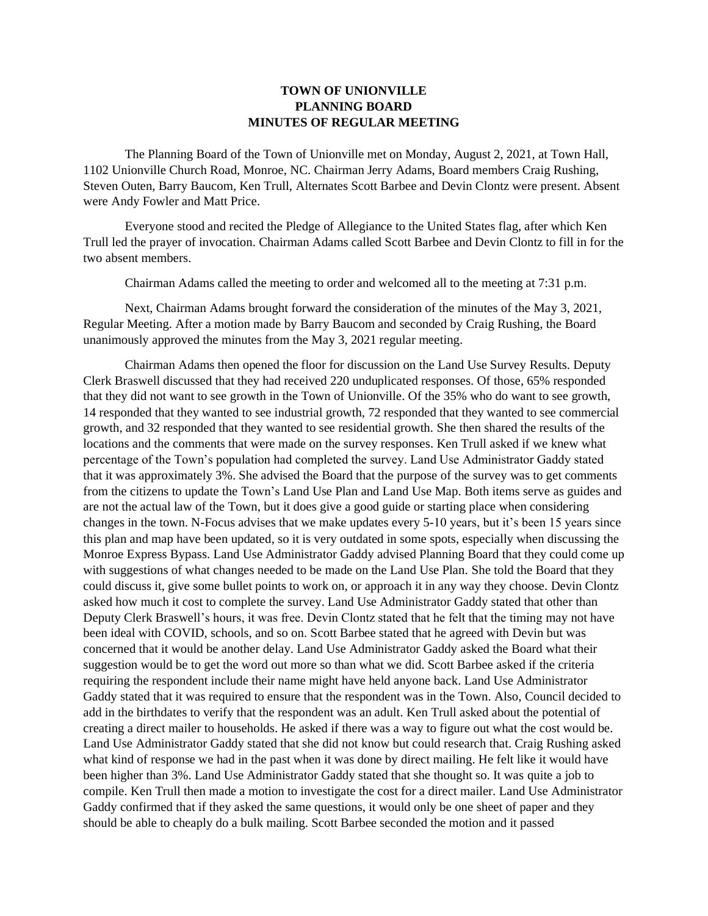**TOWN OF UNIONVILLE**
**PLANNING BOARD**
**MINUTES OF REGULAR MEETING**

The Planning Board of the Town of Unionville met on Monday, August 2, 2021, at Town Hall, 1102 Unionville Church Road, Monroe, NC. Chairman Jerry Adams, Board members Craig Rushing, Steven Outen, Barry Baucom, Ken Trull, Alternates Scott Barbee and Devin Clontz were present. Absent were Andy Fowler and Matt Price.

Everyone stood and recited the Pledge of Allegiance to the United States flag, after which Ken Trull led the prayer of invocation. Chairman Adams called Scott Barbee and Devin Clontz to fill in for the two absent members.

Chairman Adams called the meeting to order and welcomed all to the meeting at 7:31 p.m.

Next, Chairman Adams brought forward the consideration of the minutes of the May 3, 2021, Regular Meeting. After a motion made by Barry Baucom and seconded by Craig Rushing, the Board unanimously approved the minutes from the May 3, 2021 regular meeting.

Chairman Adams then opened the floor for discussion on the Land Use Survey Results. Deputy Clerk Braswell discussed that they had received 220 unduplicated responses. Of those, 65% responded that they did not want to see growth in the Town of Unionville. Of the 35% who do want to see growth, 14 responded that they wanted to see industrial growth, 72 responded that they wanted to see commercial growth, and 32 responded that they wanted to see residential growth. She then shared the results of the locations and the comments that were made on the survey responses. Ken Trull asked if we knew what percentage of the Town's population had completed the survey. Land Use Administrator Gaddy stated that it was approximately 3%. She advised the Board that the purpose of the survey was to get comments from the citizens to update the Town's Land Use Plan and Land Use Map. Both items serve as guides and are not the actual law of the Town, but it does give a good guide or starting place when considering changes in the town. N-Focus advises that we make updates every 5-10 years, but it's been 15 years since this plan and map have been updated, so it is very outdated in some spots, especially when discussing the Monroe Express Bypass. Land Use Administrator Gaddy advised Planning Board that they could come up with suggestions of what changes needed to be made on the Land Use Plan. She told the Board that they could discuss it, give some bullet points to work on, or approach it in any way they choose. Devin Clontz asked how much it cost to complete the survey. Land Use Administrator Gaddy stated that other than Deputy Clerk Braswell's hours, it was free. Devin Clontz stated that he felt that the timing may not have been ideal with COVID, schools, and so on. Scott Barbee stated that he agreed with Devin but was concerned that it would be another delay. Land Use Administrator Gaddy asked the Board what their suggestion would be to get the word out more so than what we did. Scott Barbee asked if the criteria requiring the respondent include their name might have held anyone back. Land Use Administrator Gaddy stated that it was required to ensure that the respondent was in the Town. Also, Council decided to add in the birthdates to verify that the respondent was an adult. Ken Trull asked about the potential of creating a direct mailer to households. He asked if there was a way to figure out what the cost would be. Land Use Administrator Gaddy stated that she did not know but could research that. Craig Rushing asked what kind of response we had in the past when it was done by direct mailing. He felt like it would have been higher than 3%. Land Use Administrator Gaddy stated that she thought so. It was quite a job to compile. Ken Trull then made a motion to investigate the cost for a direct mailer. Land Use Administrator Gaddy confirmed that if they asked the same questions, it would only be one sheet of paper and they should be able to cheaply do a bulk mailing. Scott Barbee seconded the motion and it passed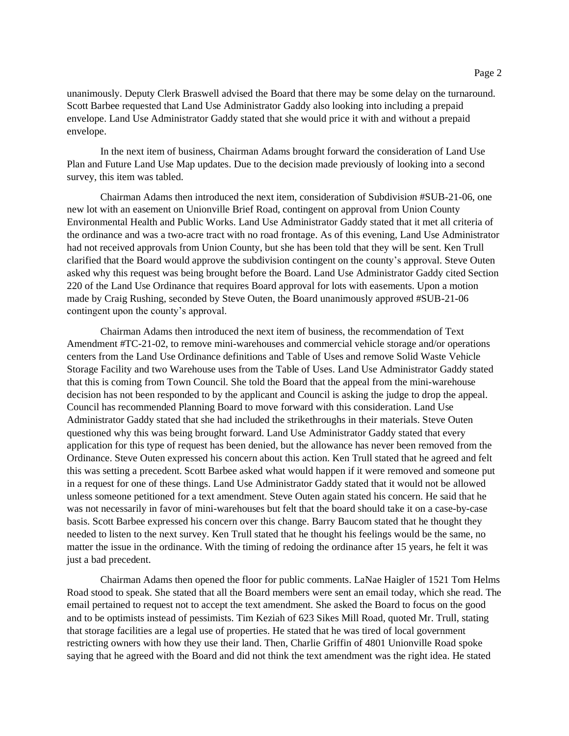unanimously. Deputy Clerk Braswell advised the Board that there may be some delay on the turnaround. Scott Barbee requested that Land Use Administrator Gaddy also looking into including a prepaid envelope. Land Use Administrator Gaddy stated that she would price it with and without a prepaid envelope.

In the next item of business, Chairman Adams brought forward the consideration of Land Use Plan and Future Land Use Map updates. Due to the decision made previously of looking into a second survey, this item was tabled.

Chairman Adams then introduced the next item, consideration of Subdivision #SUB-21-06, one new lot with an easement on Unionville Brief Road, contingent on approval from Union County Environmental Health and Public Works. Land Use Administrator Gaddy stated that it met all criteria of the ordinance and was a two-acre tract with no road frontage. As of this evening, Land Use Administrator had not received approvals from Union County, but she has been told that they will be sent. Ken Trull clarified that the Board would approve the subdivision contingent on the county's approval. Steve Outen asked why this request was being brought before the Board. Land Use Administrator Gaddy cited Section 220 of the Land Use Ordinance that requires Board approval for lots with easements. Upon a motion made by Craig Rushing, seconded by Steve Outen, the Board unanimously approved #SUB-21-06 contingent upon the county's approval.

Chairman Adams then introduced the next item of business, the recommendation of Text Amendment #TC-21-02, to remove mini-warehouses and commercial vehicle storage and/or operations centers from the Land Use Ordinance definitions and Table of Uses and remove Solid Waste Vehicle Storage Facility and two Warehouse uses from the Table of Uses. Land Use Administrator Gaddy stated that this is coming from Town Council. She told the Board that the appeal from the mini-warehouse decision has not been responded to by the applicant and Council is asking the judge to drop the appeal. Council has recommended Planning Board to move forward with this consideration. Land Use Administrator Gaddy stated that she had included the strikethroughs in their materials. Steve Outen questioned why this was being brought forward. Land Use Administrator Gaddy stated that every application for this type of request has been denied, but the allowance has never been removed from the Ordinance. Steve Outen expressed his concern about this action. Ken Trull stated that he agreed and felt this was setting a precedent. Scott Barbee asked what would happen if it were removed and someone put in a request for one of these things. Land Use Administrator Gaddy stated that it would not be allowed unless someone petitioned for a text amendment. Steve Outen again stated his concern. He said that he was not necessarily in favor of mini-warehouses but felt that the board should take it on a case-by-case basis. Scott Barbee expressed his concern over this change. Barry Baucom stated that he thought they needed to listen to the next survey. Ken Trull stated that he thought his feelings would be the same, no matter the issue in the ordinance. With the timing of redoing the ordinance after 15 years, he felt it was just a bad precedent.

Chairman Adams then opened the floor for public comments. LaNae Haigler of 1521 Tom Helms Road stood to speak. She stated that all the Board members were sent an email today, which she read. The email pertained to request not to accept the text amendment. She asked the Board to focus on the good and to be optimists instead of pessimists. Tim Keziah of 623 Sikes Mill Road, quoted Mr. Trull, stating that storage facilities are a legal use of properties. He stated that he was tired of local government restricting owners with how they use their land. Then, Charlie Griffin of 4801 Unionville Road spoke saying that he agreed with the Board and did not think the text amendment was the right idea. He stated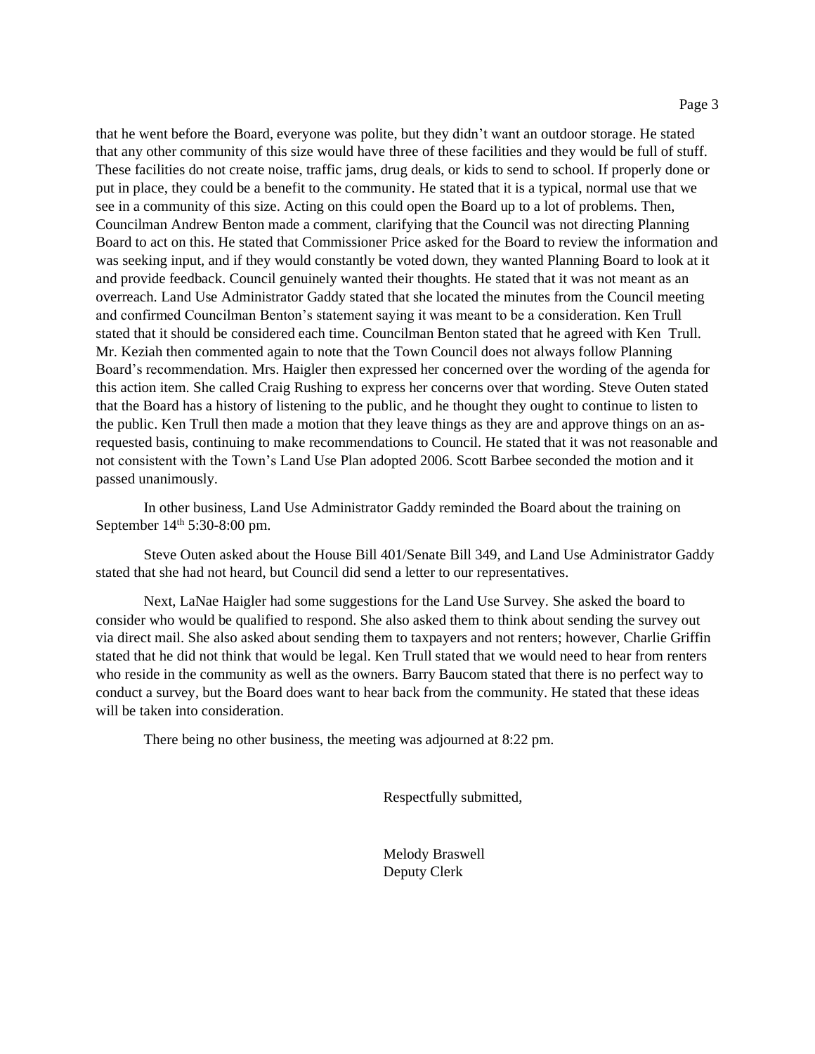that he went before the Board, everyone was polite, but they didn't want an outdoor storage. He stated that any other community of this size would have three of these facilities and they would be full of stuff. These facilities do not create noise, traffic jams, drug deals, or kids to send to school. If properly done or put in place, they could be a benefit to the community. He stated that it is a typical, normal use that we see in a community of this size. Acting on this could open the Board up to a lot of problems. Then, Councilman Andrew Benton made a comment, clarifying that the Council was not directing Planning Board to act on this. He stated that Commissioner Price asked for the Board to review the information and was seeking input, and if they would constantly be voted down, they wanted Planning Board to look at it and provide feedback. Council genuinely wanted their thoughts. He stated that it was not meant as an overreach. Land Use Administrator Gaddy stated that she located the minutes from the Council meeting and confirmed Councilman Benton's statement saying it was meant to be a consideration. Ken Trull stated that it should be considered each time. Councilman Benton stated that he agreed with Ken Trull. Mr. Keziah then commented again to note that the Town Council does not always follow Planning Board's recommendation. Mrs. Haigler then expressed her concerned over the wording of the agenda for this action item. She called Craig Rushing to express her concerns over that wording. Steve Outen stated that the Board has a history of listening to the public, and he thought they ought to continue to listen to the public. Ken Trull then made a motion that they leave things as they are and approve things on an as-requested basis, continuing to make recommendations to Council. He stated that it was not reasonable and not consistent with the Town's Land Use Plan adopted 2006. Scott Barbee seconded the motion and it passed unanimously.

In other business, Land Use Administrator Gaddy reminded the Board about the training on September 14th 5:30-8:00 pm.

Steve Outen asked about the House Bill 401/Senate Bill 349, and Land Use Administrator Gaddy stated that she had not heard, but Council did send a letter to our representatives.

Next, LaNae Haigler had some suggestions for the Land Use Survey. She asked the board to consider who would be qualified to respond. She also asked them to think about sending the survey out via direct mail. She also asked about sending them to taxpayers and not renters; however, Charlie Griffin stated that he did not think that would be legal. Ken Trull stated that we would need to hear from renters who reside in the community as well as the owners. Barry Baucom stated that there is no perfect way to conduct a survey, but the Board does want to hear back from the community. He stated that these ideas will be taken into consideration.

There being no other business, the meeting was adjourned at 8:22 pm.

Respectfully submitted,

Melody Braswell
Deputy Clerk